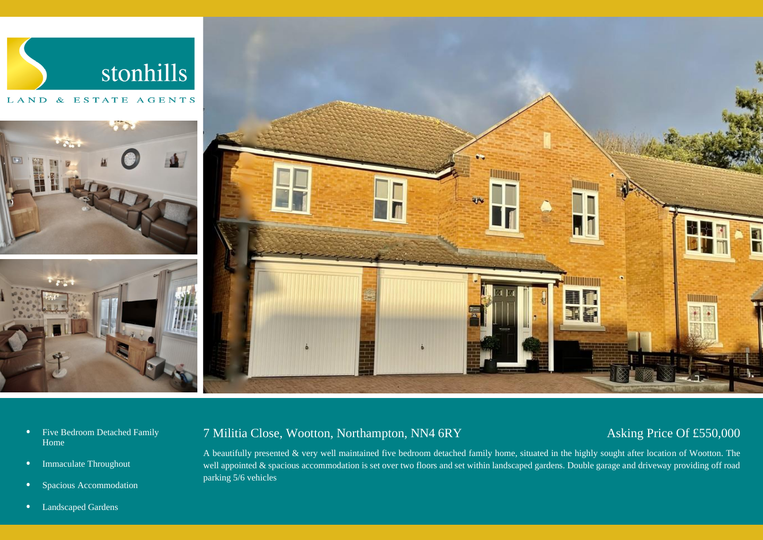stonhills

LAND & ESTATE AGENTS

- Five Bedroom Detached Family Home
- Immaculate Throughout
- Spacious Accommodation
- Landscaped Gardens

## 7 Militia Close, Wootton, Northampton, NN4 6RY

## Asking Price Of £550,000

A beautifully presented & very well maintained five bedroom detached family home, situated in the highly sought after location of Wootton. The well appointed & spacious accommodation is set over two floors and set within landscaped gardens. Double garage and driveway providing off road parking 5/6 vehicles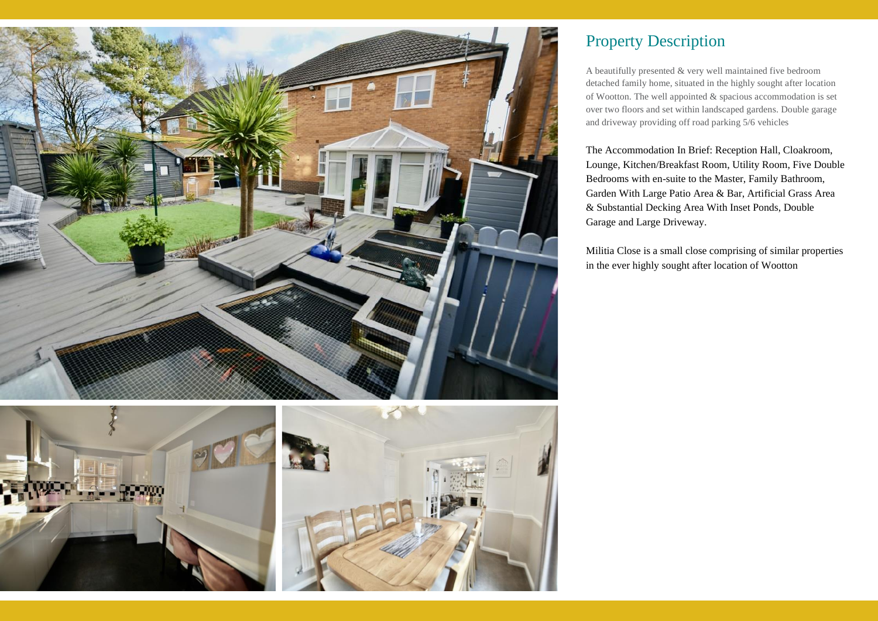## Property Description

A beautifully presented & very well maintained five bedroom detached family home, situated in the highly sought after location of Wootton. The well appointed & spacious accommodation is set over two floors and set within landscaped gardens. Double garage and driveway providing off road parking 5/6 vehicles

The Accommodation In Brief: Reception Hall, Cloakroom, Lounge, Kitchen/Breakfast Room, Utility Room, Five Double Bedrooms with en-suite to the Master, Family Bathroom, Garden With Large Patio Area & Bar, Artificial Grass Area & Substantial Decking Area With Inset Ponds, Double Garage and Large Driveway.

Militia Close is a small close comprising of similar properties in the ever highly sought after location of Wootton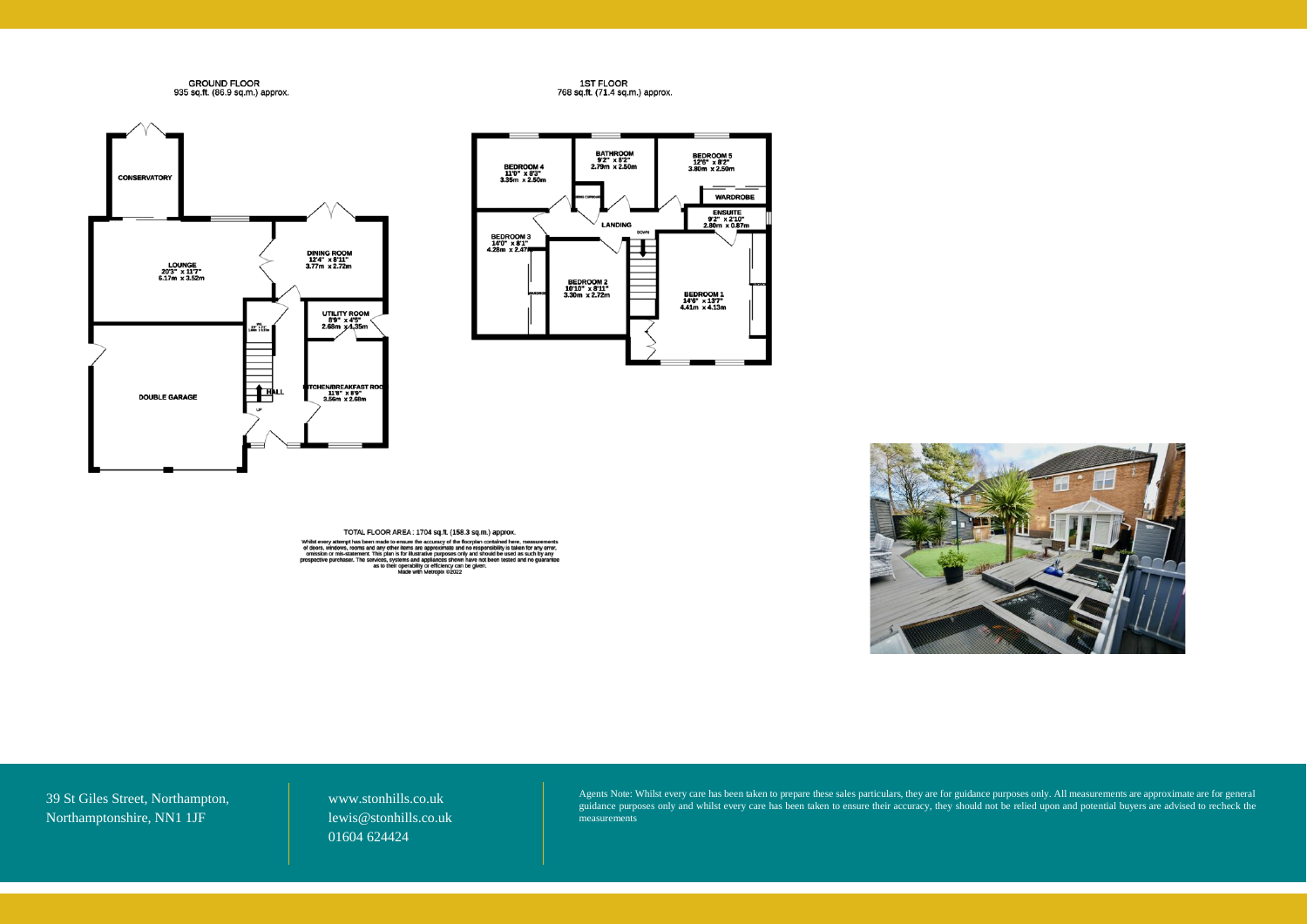GROUND FLOOR
935 sq.ft. (86.9 sq.m.) approx.

CONSERVATORY

LOUNGE
20'3" x 11'7"
6.17m x 3.52m

DINING ROOM
12'4" x 8'11"
3.77m x 2.72m

UTILITY ROOM
8'9" x 4'5"
2.68m x 1.35m

DOUBLE GARAGE

HALL

UP

KITCHEN/BREAKFAST ROOM
11'8" x 8'9"
3.56m x 2.68m

1ST FLOOR
768 sq.ft. (71.4 sq.m.) approx.

BEDROOM 4
11'0" x 8'3"
3.35m x 2.50m

BATHROOM
9'2" x 8'2"
2.79m x 2.50m

BEDROOM 5
12'6" x 8'2"
3.80m x 2.50m

WARDROBE

LANDING

DOWN

ENSUITE
9'2" x 2'10"
2.80m x 0.87m

BEDROOM 3
14'0" x 8'1"
4.28m x 2.47m

BEDROOM 2
10'10" x 8'11"
3.30m x 2.72m

BEDROOM 1
14'6" x 13'7"
4.41m x 4.13m

TOTAL FLOOR AREA : 1704 sq.ft. (158.3 sq.m.) approx.

Whilst every attempt has been made to ensure the accuracy of the floorplan contained here, measurements of doors, windows, rooms and any other items are approximate and no responsibility is taken for any error, omission or mis-statement. This plan is for illustrative purposes only and should be used as such by any prospective purchaser. The services, systems and appliances shown have not been tested and no guarantee as to their operability or efficiency can be given.
Made with Metropix ©2022

39 St Giles Street, Northampton,
Northamptonshire, NN1 1JF

www.stonhills.co.uk
lewis@stonhills.co.uk
01604 624424

Agents Note: Whilst every care has been taken to prepare these sales particulars, they are for guidance purposes only. All measurements are approximate are for general guidance purposes only and whilst every care has been taken to ensure their accuracy, they should not be relied upon and potential buyers are advised to recheck the measurements